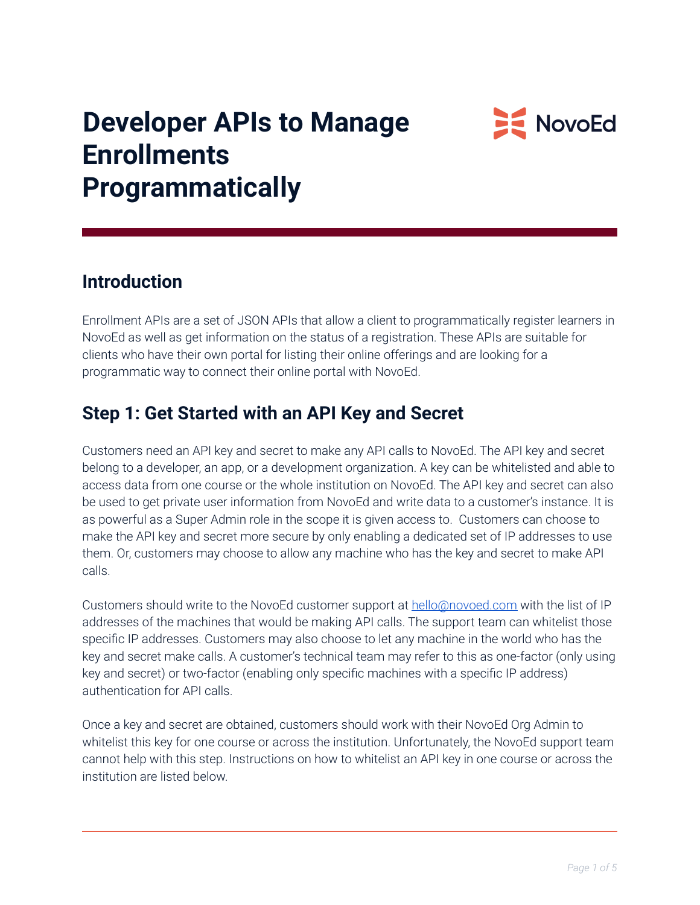# Developer APIs to Manage Enrollments Programmatically

## Introduction

Enrollment APIs are a set of JSON APIs that allow a client to programmatically register learners in NovoEd as well as get information on the status of a registration. These APIs are suitable for clients who have their own portal for listing their online offerings and are looking for a programmatic way to connect their online portal with NovoEd.

## Step 1: Get Started with an API Key and Secret

Customers need an API key and secret to make any API calls to NovoEd. The API key and secret belong to a developer, an app, or a development organization. A key can be whitelisted and able to access data from one course or the whole institution on NovoEd. The API key and secret can also be used to get private user information from NovoEd and write data to a customer's instance. It is as powerful as a Super Admin role in the scope it is given access to. Customers can choose to make the API key and secret more secure by only enabling a dedicated set of IP addresses to use them. Or, customers may choose to allow any machine who has the key and secret to make API calls.

Customers should write to the NovoEd customer support at [hello@novoed.com](mailto:hello@novoed.com) with the list of IP addresses of the machines that would be making API calls. The support team can whitelist those specific IP addresses. Customers may also choose to let any machine in the world who has the key and secret make calls. A customer's technical team may refer to this as one-factor (only using key and secret) or two-factor (enabling only specific machines with a specific IP address) authentication for API calls.

Once a key and secret are obtained, customers should work with their NovoEd Org Admin to whitelist this key for one course or across the institution. Unfortunately, the NovoEd support team cannot help with this step. Instructions on how to whitelist an API key in one course or across the institution are listed below.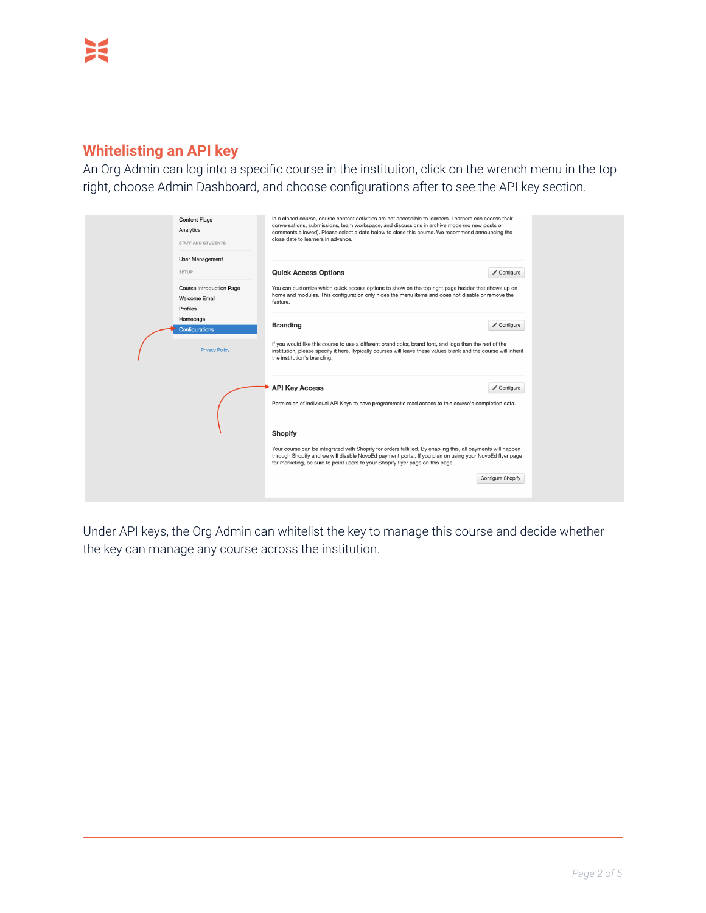## Whitelisting an API key

An Org Admin can log into a specific course in the institution, click on the wrench menu in the top right, choose Admin Dashboard, and choose configurations after to see the API key section.

Under API keys, the Org Admin can whitelist the key to manage this course and decide whether the key can manage any course across the institution.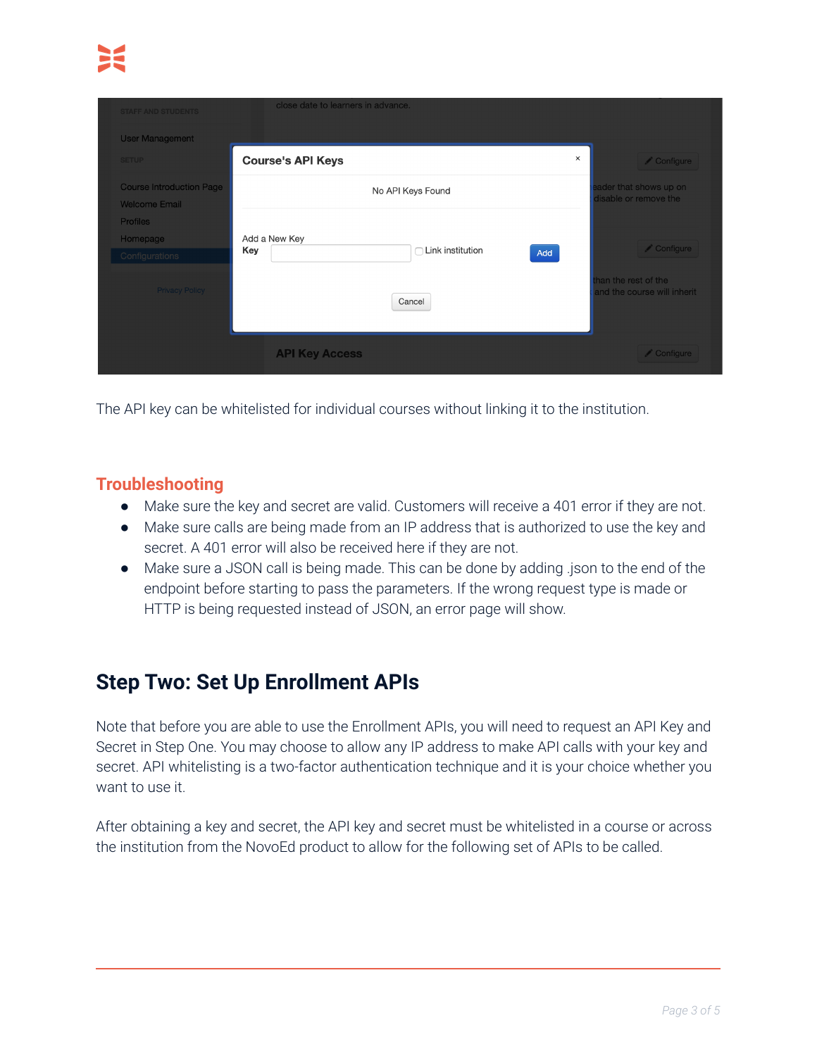The API key can be whitelisted for individual courses without linking it to the institution.

## Troubleshooting

- Make sure the key and secret are valid. Customers will receive a 401 error if they are not.
- Make sure calls are being made from an IP address that is authorized to use the key and secret. A 401 error will also be received here if they are not.
- Make sure a JSON call is being made. This can be done by adding .json to the end of the endpoint before starting to pass the parameters. If the wrong request type is made or HTTP is being requested instead of JSON, an error page will show.

## Step Two: Set Up Enrollment APIs

Note that before you are able to use the Enrollment APIs, you will need to request an API Key and Secret in Step One. You may choose to allow any IP address to make API calls with your key and secret. API whitelisting is a two-factor authentication technique and it is your choice whether you want to use it.

After obtaining a key and secret, the API key and secret must be whitelisted in a course or across the institution from the NovoEd product to allow for the following set of APIs to be called.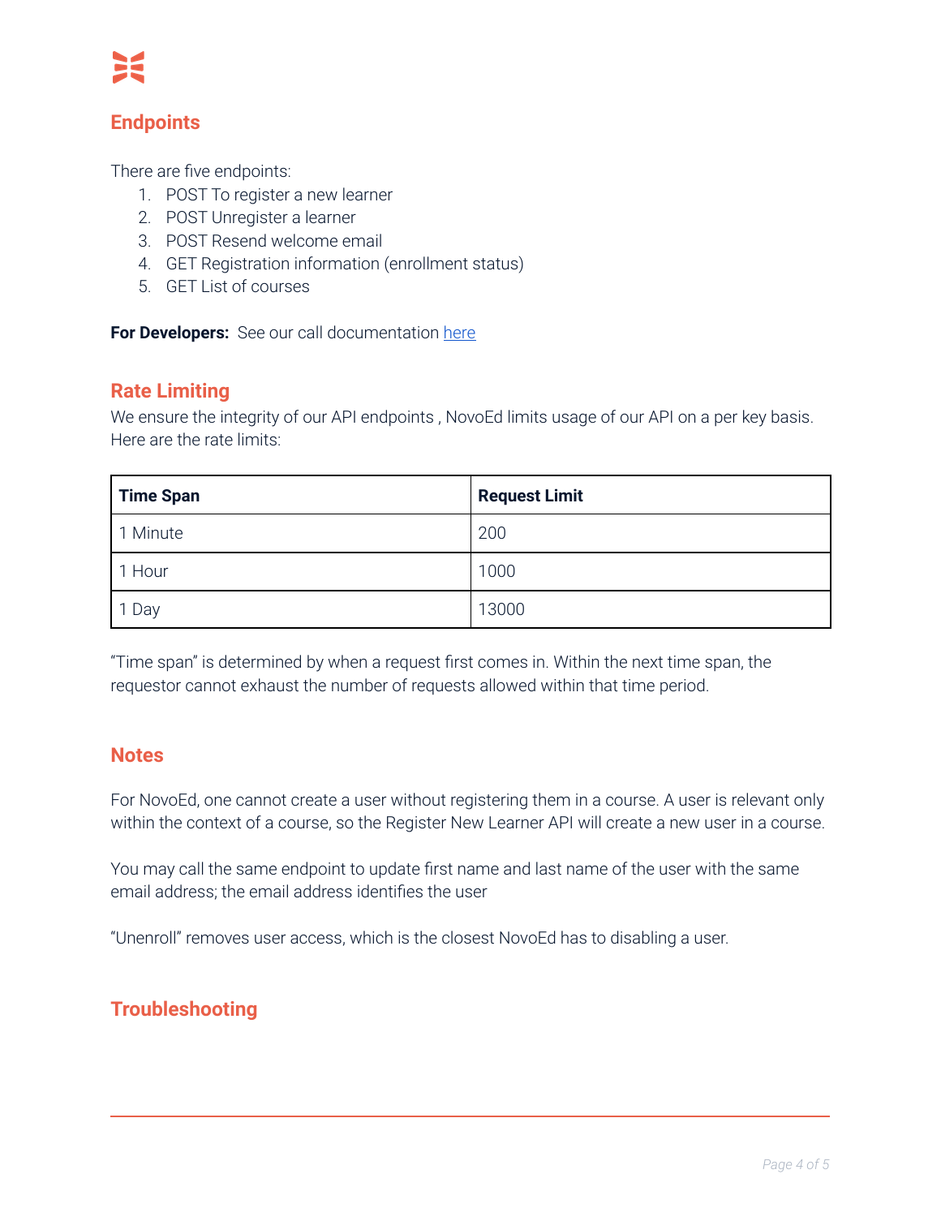## Endpoints

There are five endpoints:

1. POST To register a new learner
2. POST Unregister a learner
3. POST Resend welcome email
4. GET Registration information (enrollment status)
5. GET List of courses

**For Developers:** See our call documentation here

## Rate Limiting

We ensure the integrity of our API endpoints , NovoEd limits usage of our API on a per key basis. Here are the rate limits:

| Time Span | Request Limit |
| --- | --- |
| 1 Minute | 200 |
| 1 Hour | 1000 |
| 1 Day | 13000 |

"Time span" is determined by when a request first comes in. Within the next time span, the requestor cannot exhaust the number of requests allowed within that time period.

## Notes

For NovoEd, one cannot create a user without registering them in a course. A user is relevant only within the context of a course, so the Register New Learner API will create a new user in a course.

You may call the same endpoint to update first name and last name of the user with the same email address; the email address identifies the user

"Unenroll" removes user access, which is the closest NovoEd has to disabling a user.

## Troubleshooting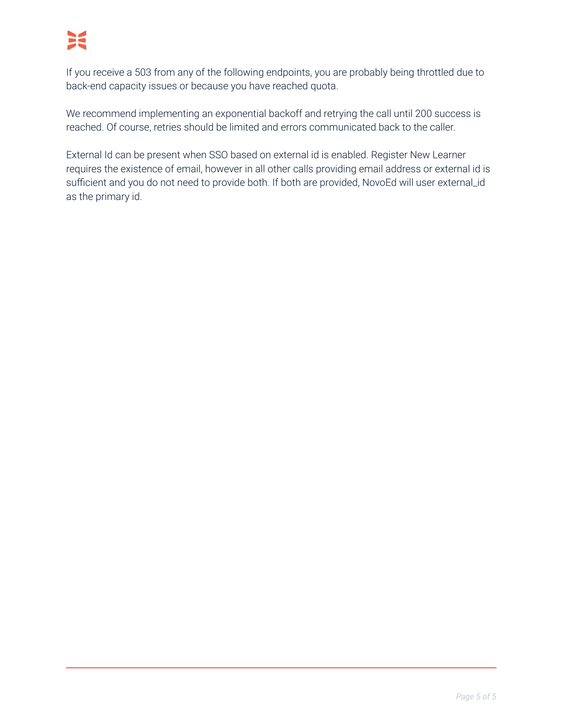If you receive a 503 from any of the following endpoints, you are probably being throttled due to back-end capacity issues or because you have reached quota.

We recommend implementing an exponential backoff and retrying the call until 200 success is reached. Of course, retries should be limited and errors communicated back to the caller.

External Id can be present when SSO based on external id is enabled. Register New Learner requires the existence of email, however in all other calls providing email address or external id is sufficient and you do not need to provide both. If both are provided, NovoEd will user external_id as the primary id.